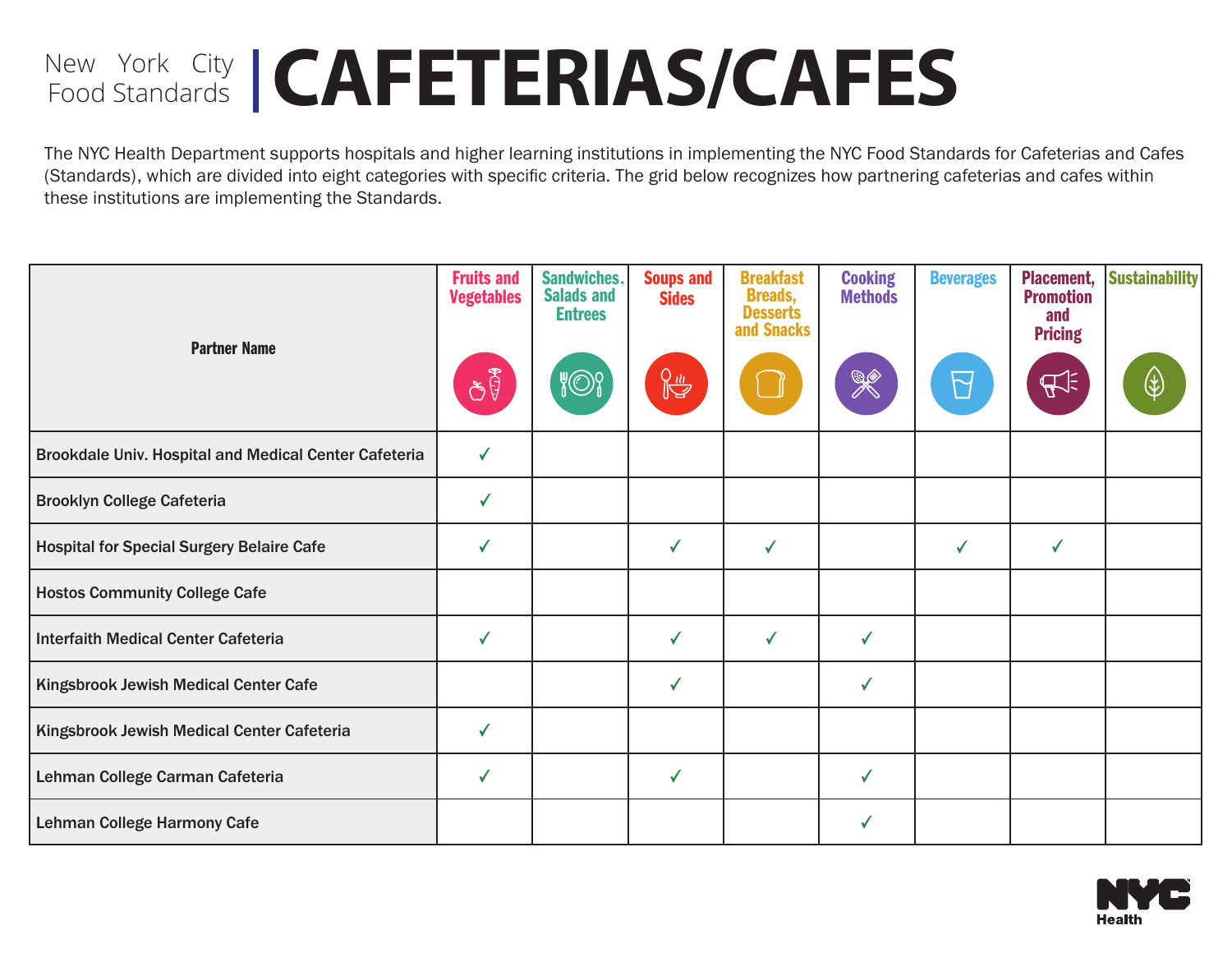New York City Food Standards

# CAFETERIAS/CAFES

The NYC Health Department supports hospitals and higher learning institutions in implementing the NYC Food Standards for Cafeterias and Cafes (Standards), which are divided into eight categories with specific criteria. The grid below recognizes how partnering cafeterias and cafes within these institutions are implementing the Standards.

| Partner Name | Fruits and Vegetables | Sandwiches, Salads and Entrees | Soups and Sides | Breakfast Breads, Desserts and Snacks | Cooking Methods | Beverages | Placement, Promotion and Pricing | Sustainability |
|---|---|---|---|---|---|---|---|---|
| Brookdale Univ. Hospital and Medical Center Cafeteria | ✓ | | | | | | | |
| Brooklyn College Cafeteria | ✓ | | | | | | | |
| Hospital for Special Surgery Belaire Cafe | ✓ | | ✓ | ✓ | | ✓ | ✓ | |
| Hostos Community College Cafe | | | | | | | | |
| Interfaith Medical Center Cafeteria | ✓ | | ✓ | ✓ | ✓ | | | |
| Kingsbrook Jewish Medical Center Cafe | | | ✓ | | ✓ | | | |
| Kingsbrook Jewish Medical Center Cafeteria | ✓ | | | | | | | |
| Lehman College Carman Cafeteria | ✓ | | ✓ | | ✓ | | | |
| Lehman College Harmony Cafe | | | | | ✓ | | | |

NYC Health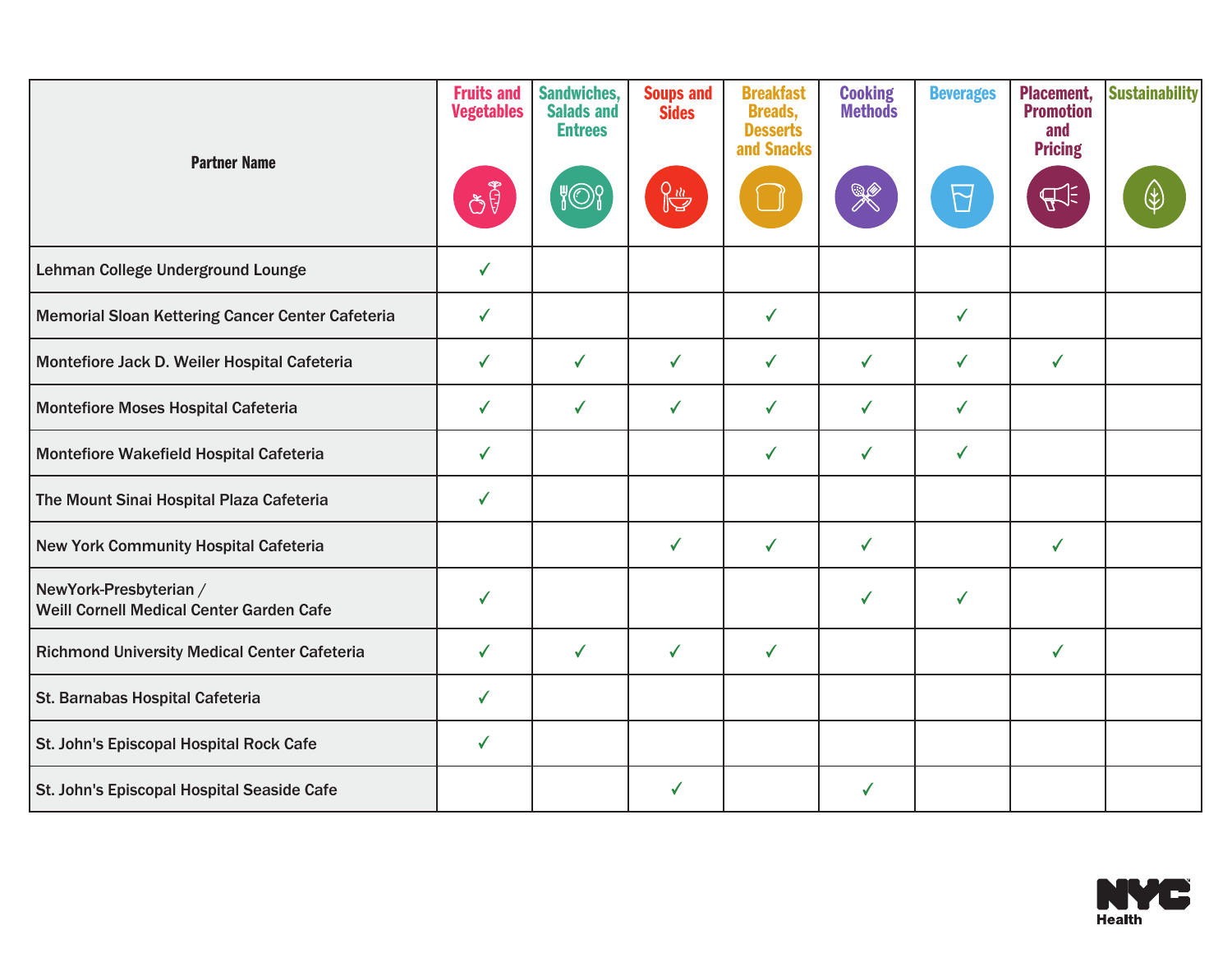| Partner Name | Fruits and Vegetables | Sandwiches, Salads and Entrees | Soups and Sides | Breakfast Breads, Desserts and Snacks | Cooking Methods | Beverages | Placement, Promotion and Pricing | Sustainability |
|---|---|---|---|---|---|---|---|---|
| Lehman College Underground Lounge | ✓ | | | | | | | |
| Memorial Sloan Kettering Cancer Center Cafeteria | ✓ | | | ✓ | | ✓ | | |
| Montefiore Jack D. Weiler Hospital Cafeteria | ✓ | ✓ | ✓ | ✓ | ✓ | ✓ | ✓ | |
| Montefiore Moses Hospital Cafeteria | ✓ | ✓ | ✓ | ✓ | ✓ | ✓ | | |
| Montefiore Wakefield Hospital Cafeteria | ✓ | | | ✓ | ✓ | ✓ | | |
| The Mount Sinai Hospital Plaza Cafeteria | ✓ | | | | | | | |
| New York Community Hospital Cafeteria | | | ✓ | ✓ | ✓ | | ✓ | |
| NewYork-Presbyterian / Weill Cornell Medical Center Garden Cafe | ✓ | | | | ✓ | ✓ | | |
| Richmond University Medical Center Cafeteria | ✓ | ✓ | ✓ | ✓ | | | ✓ | |
| St. Barnabas Hospital Cafeteria | ✓ | | | | | | | |
| St. John's Episcopal Hospital Rock Cafe | ✓ | | | | | | | |
| St. John's Episcopal Hospital Seaside Cafe | | | ✓ | | ✓ | | | |

NYC Health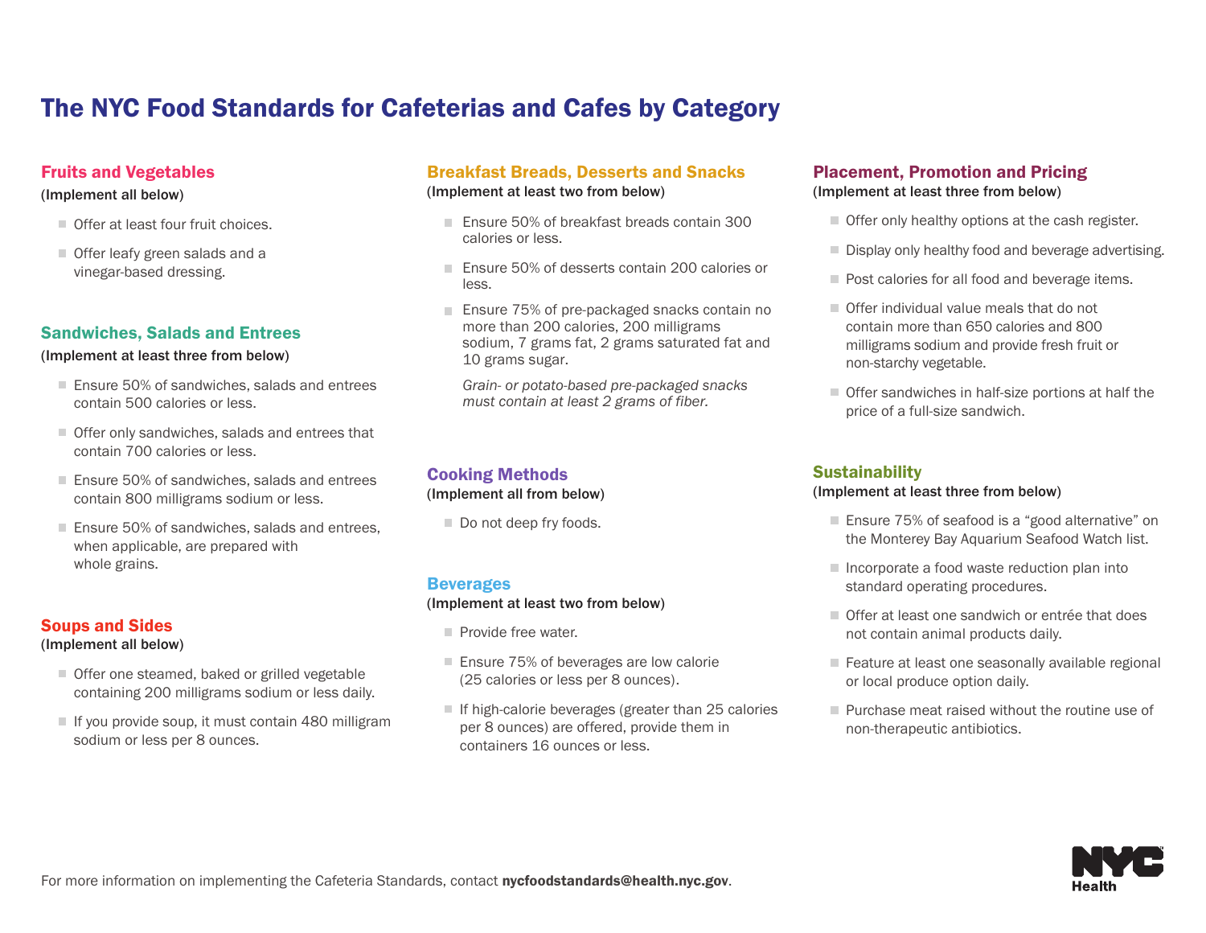# The NYC Food Standards for Cafeterias and Cafes by Category

## Fruits and Vegetables

(Implement all below)

- Offer at least four fruit choices.
- Offer leafy green salads and a vinegar-based dressing.

## Sandwiches, Salads and Entrees

(Implement at least three from below)

- Ensure 50% of sandwiches, salads and entrees contain 500 calories or less.
- Offer only sandwiches, salads and entrees that contain 700 calories or less.
- Ensure 50% of sandwiches, salads and entrees contain 800 milligrams sodium or less.
- Ensure 50% of sandwiches, salads and entrees, when applicable, are prepared with whole grains.

## Soups and Sides

(Implement all below)

- Offer one steamed, baked or grilled vegetable containing 200 milligrams sodium or less daily.
- If you provide soup, it must contain 480 milligram sodium or less per 8 ounces.

## Breakfast Breads, Desserts and Snacks

(Implement at least two from below)

- Ensure 50% of breakfast breads contain 300 calories or less.
- Ensure 50% of desserts contain 200 calories or less.
- Ensure 75% of pre-packaged snacks contain no more than 200 calories, 200 milligrams sodium, 7 grams fat, 2 grams saturated fat and 10 grams sugar.

  *Grain- or potato-based pre-packaged snacks must contain at least 2 grams of fiber.*

## Cooking Methods

(Implement all from below)

- Do not deep fry foods.

## Beverages

(Implement at least two from below)

- Provide free water.
- Ensure 75% of beverages are low calorie (25 calories or less per 8 ounces).
- If high-calorie beverages (greater than 25 calories per 8 ounces) are offered, provide them in containers 16 ounces or less.

## Placement, Promotion and Pricing

(Implement at least three from below)

- Offer only healthy options at the cash register.
- Display only healthy food and beverage advertising.
- Post calories for all food and beverage items.
- Offer individual value meals that do not contain more than 650 calories and 800 milligrams sodium and provide fresh fruit or non-starchy vegetable.
- Offer sandwiches in half-size portions at half the price of a full-size sandwich.

## Sustainability

(Implement at least three from below)

- Ensure 75% of seafood is a "good alternative" on the Monterey Bay Aquarium Seafood Watch list.
- Incorporate a food waste reduction plan into standard operating procedures.
- Offer at least one sandwich or entrée that does not contain animal products daily.
- Feature at least one seasonally available regional or local produce option daily.
- Purchase meat raised without the routine use of non-therapeutic antibiotics.

For more information on implementing the Cafeteria Standards, contact **nycfoodstandards@health.nyc.gov**.

NYC Health